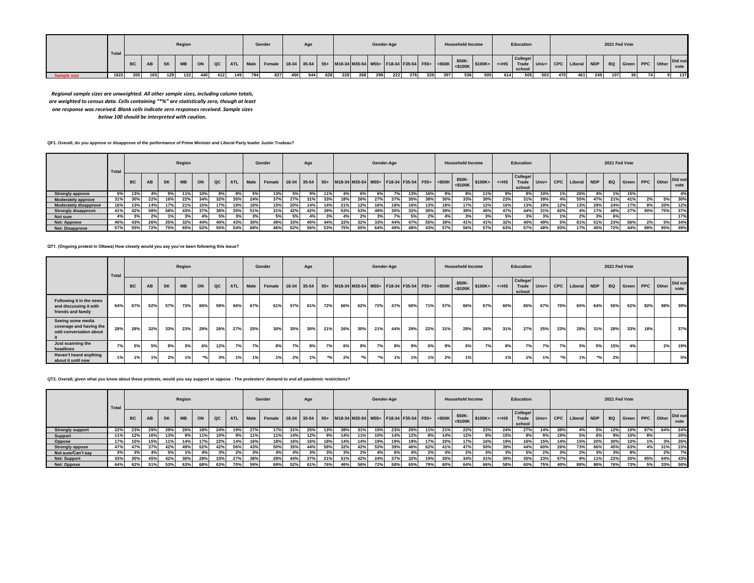| | Total | Region | | | | | | | Gender | | Age | | | Gender-Age | | | | | | Household Income | | | Education | | | 2021 Fed Vote | | | | | | | |
|---|---|---|---|---|---|---|---|---|---|---|---|---|---|---|---|---|---|---|---|---|---|---|---|---|---|---|---|---|---|---|---|---|---|
| | | BC | AB | SK | MB | ON | QC | ATL | Male | Female | 18-34 | 35-54 | 55+ | M18-34 | M35-54 | M55+ | F18-34 | F35-54 | F55+ | <$50K | $50K-<$100K | $100K+ | <=HS | College/ Trade school | Univ+ | CPC | Liberal | NDP | BQ | Green | PPC | Other | Did not vote |
| Sample size | 1622 | 205 | 165 | 129 | 122 | 440 | 412 | 149 | 794 | 827 | 450 | 544 | 628 | 228 | 268 | 299 | 222 | 276 | 329 | 397 | 538 | 505 | 614 | 505 | 503 | 470 | 461 | 249 | 107 | 30 | 74 | 9 | 137 |

*Regional sample sizes are unweighted. All other sample sizes, including column totals, are weighted to census data. Cells containing "*%" are statistically zero, though at least one response was received. Blank cells indicate zero responses received. Sample sizes below 100 should be interpreted with caution.*

**QF1. Overall, do you approve or disapprove of the performance of Prime Minister and Liberal Party leader Justin Trudeau?**

| | Total | Region | | | | | | | Gender | | Age | | | Gender-Age | | | | | | Household Income | | | Education | | | 2021 Fed Vote | | | | | | | |
|---|---|---|---|---|---|---|---|---|---|---|---|---|---|---|---|---|---|---|---|---|---|---|---|---|---|---|---|---|---|---|---|---|---|
| | | BC | AB | SK | MB | ON | QC | ATL | Male | Female | 18-34 | 35-54 | 55+ | M18-34 | M35-54 | M55+ | F18-34 | F35-54 | F55+ | <$50K | $50K-<$100K | $100K+ | <=HS | College/ Trade school | Univ+ | CPC | Liberal | NDP | BQ | Green | PPC | Other | Did not vote |
| Strongly approve | 9% | 13% | 4% | 9% | 11% | 10% | 8% | 8% | 5% | 13% | 5% | 9% | 11% | 4% | 6% | 6% | 7% | 13% | 16% | 9% | 8% | 11% | 9% | 8% | 10% | 1% | 26% | 4% | 1% | 15% | | | 4% |
| Moderately approve | 31% | 30% | 22% | 16% | 22% | 34% | 32% | 35% | 24% | 37% | 27% | 31% | 33% | 18% | 26% | 27% | 37% | 35% | 38% | 30% | 33% | 30% | 23% | 31% | 39% | 4% | 55% | 47% | 21% | 41% | 2% | 5% | 30% |
| Moderately disapprove | 16% | 13% | 14% | 17% | 21% | 15% | 17% | 19% | 16% | 15% | 20% | 14% | 14% | 21% | 12% | 16% | 18% | 16% | 13% | 18% | 17% | 12% | 16% | 13% | 18% | 12% | 13% | 29% | 24% | 17% | 8% | 20% | 12% |
| Strongly disapprove | 41% | 42% | 58% | 58% | 43% | 37% | 38% | 35% | 51% | 31% | 42% | 42% | 39% | 53% | 53% | 49% | 30% | 32% | 30% | 39% | 39% | 45% | 47% | 44% | 31% | 82% | 4% | 17% | 48% | 27% | 90% | 75% | 37% |
| Not sure | 4% | 3% | 2% | 1% | 3% | 4% | 5% | 3% | 3% | 5% | 5% | 4% | 3% | 4% | 2% | 3% | 7% | 5% | 2% | 4% | 3% | 3% | 5% | 3% | 3% | 1% | 2% | 3% | 6% | | | | 17% |
| Net: Approve | 40% | 43% | 26% | 25% | 32% | 44% | 40% | 43% | 30% | 49% | 33% | 40% | 44% | 22% | 32% | 33% | 44% | 47% | 55% | 39% | 41% | 41% | 32% | 40% | 49% | 5% | 81% | 51% | 23% | 56% | 2% | 5% | 34% |
| Net: Disapprove | 57% | 55% | 72% | 75% | 65% | 52% | 55% | 54% | 68% | 46% | 62% | 56% | 53% | 75% | 65% | 64% | 49% | 48% | 43% | 57% | 56% | 57% | 63% | 57% | 48% | 93% | 17% | 45% | 72% | 44% | 98% | 95% | 49% |

**QT1. (Ongoing protest in Ottawa) How closely would you say you've been following this issue?**

| | Total | Region | | | | | | | Gender | | Age | | | Gender-Age | | | | | | Household Income | | | Education | | | 2021 Fed Vote | | | | | | | |
|---|---|---|---|---|---|---|---|---|---|---|---|---|---|---|---|---|---|---|---|---|---|---|---|---|---|---|---|---|---|---|---|---|---|
| | | BC | AB | SK | MB | ON | QC | ATL | Male | Female | 18-34 | 35-54 | 55+ | M18-34 | M35-54 | M55+ | F18-34 | F35-54 | F55+ | <$50K | $50K-<$100K | $100K+ | <=HS | College/ Trade school | Univ+ | CPC | Liberal | NDP | BQ | Green | PPC | Other | Did not vote |
| Following it in the news and discussing it with friends and family | 64% | 67% | 62% | 57% | 73% | 66% | 59% | 66% | 67% | 61% | 57% | 61% | 72% | 66% | 62% | 72% | 47% | 60% | 71% | 57% | 66% | 67% | 60% | 65% | 67% | 70% | 65% | 64% | 55% | 62% | 82% | 98% | 39% |
| Seeing some media coverage and having the odd conversation about it | 28% | 28% | 32% | 33% | 23% | 28% | 26% | 27% | 25% | 30% | 35% | 30% | 21% | 26% | 30% | 21% | 44% | 29% | 22% | 31% | 28% | 26% | 31% | 27% | 25% | 23% | 28% | 31% | 28% | 33% | 18% | | 37% |
| Just scanning the headlines | 7% | 5% | 5% | 8% | 3% | 6% | 12% | 7% | 7% | 8% | 7% | 8% | 7% | 6% | 8% | 7% | 8% | 9% | 6% | 9% | 5% | 7% | 8% | 7% | 7% | 7% | 5% | 5% | 15% | 4% | | 2% | 19% |
| Haven't heard anything about it until now | 1% | 1% | 1% | 2% | 1% | *% | 3% | 1% | 1% | 1% | 2% | 1% | *% | 2% | *% | *% | 1% | 1% | 1% | 2% | 1% | | 1% | 1% | 1% | *% | 1% | *% | 2% | | | | 5% |

**QT2. Overall, given what you know about these protests, would you say support or oppose - The protesters' demand to end all pandemic restrictions?**

| | Total | Region | | | | | | | Gender | | Age | | | Gender-Age | | | | | | Household Income | | | Education | | | 2021 Fed Vote | | | | | | | |
|---|---|---|---|---|---|---|---|---|---|---|---|---|---|---|---|---|---|---|---|---|---|---|---|---|---|---|---|---|---|---|---|---|---|
| | | BC | AB | SK | MB | ON | QC | ATL | Male | Female | 18-34 | 35-54 | 55+ | M18-34 | M35-54 | M55+ | F18-34 | F35-54 | F55+ | <$50K | $50K-<$100K | $100K+ | <=HS | College/ Trade school | Univ+ | CPC | Liberal | NDP | BQ | Green | PPC | Other | Did not vote |
| Strongly support | 22% | 23% | 29% | 29% | 26% | 18% | 24% | 19% | 27% | 17% | 31% | 25% | 13% | 38% | 31% | 15% | 23% | 20% | 11% | 21% | 22% | 22% | 24% | 27% | 14% | 38% | 4% | 5% | 12% | 10% | 87% | 64% | 24% |
| Support | 11% | 12% | 16% | 13% | 9% | 11% | 10% | 9% | 11% | 11% | 14% | 12% | 9% | 14% | 11% | 10% | 14% | 12% | 8% | 14% | 12% | 9% | 15% | 8% | 9% | 19% | 5% | 6% | 9% | 10% | 8% | | 20% |
| Oppose | 17% | 15% | 15% | 11% | 14% | 17% | 22% | 14% | 16% | 18% | 16% | 16% | 18% | 14% | 14% | 19% | 19% | 19% | 17% | 20% | 17% | 16% | 19% | 16% | 15% | 14% | 15% | 20% | 30% | 10% | 1% | 3% | 26% |
| Strongly oppose | 47% | 47% | 37% | 42% | 49% | 52% | 42% | 56% | 43% | 50% | 35% | 44% | 58% | 32% | 42% | 53% | 39% | 46% | 62% | 41% | 47% | 50% | 39% | 44% | 60% | 26% | 73% | 66% | 45% | 63% | 4% | 31% | 23% |
| Not sure/Can't say | 3% | 3% | 4% | 5% | 1% | 4% | 3% | 2% | 3% | 4% | 4% | 3% | 3% | 3% | 2% | 4% | 6% | 4% | 2% | 4% | 2% | 3% | 3% | 5% | 2% | 3% | 2% | 3% | 3% | 8% | | 2% | 7% |
| Net: Support | 33% | 35% | 45% | 42% | 36% | 28% | 33% | 27% | 38% | 28% | 44% | 37% | 21% | 51% | 42% | 24% | 37% | 32% | 19% | 35% | 34% | 31% | 39% | 35% | 23% | 57% | 9% | 11% | 22% | 20% | 95% | 64% | 43% |
| Net: Oppose | 64% | 62% | 51% | 53% | 63% | 68% | 63% | 70% | 59% | 69% | 52% | 61% | 76% | 46% | 56% | 72% | 58% | 65% | 79% | 60% | 64% | 66% | 58% | 60% | 75% | 40% | 88% | 86% | 76% | 73% | 5% | 33% | 50% |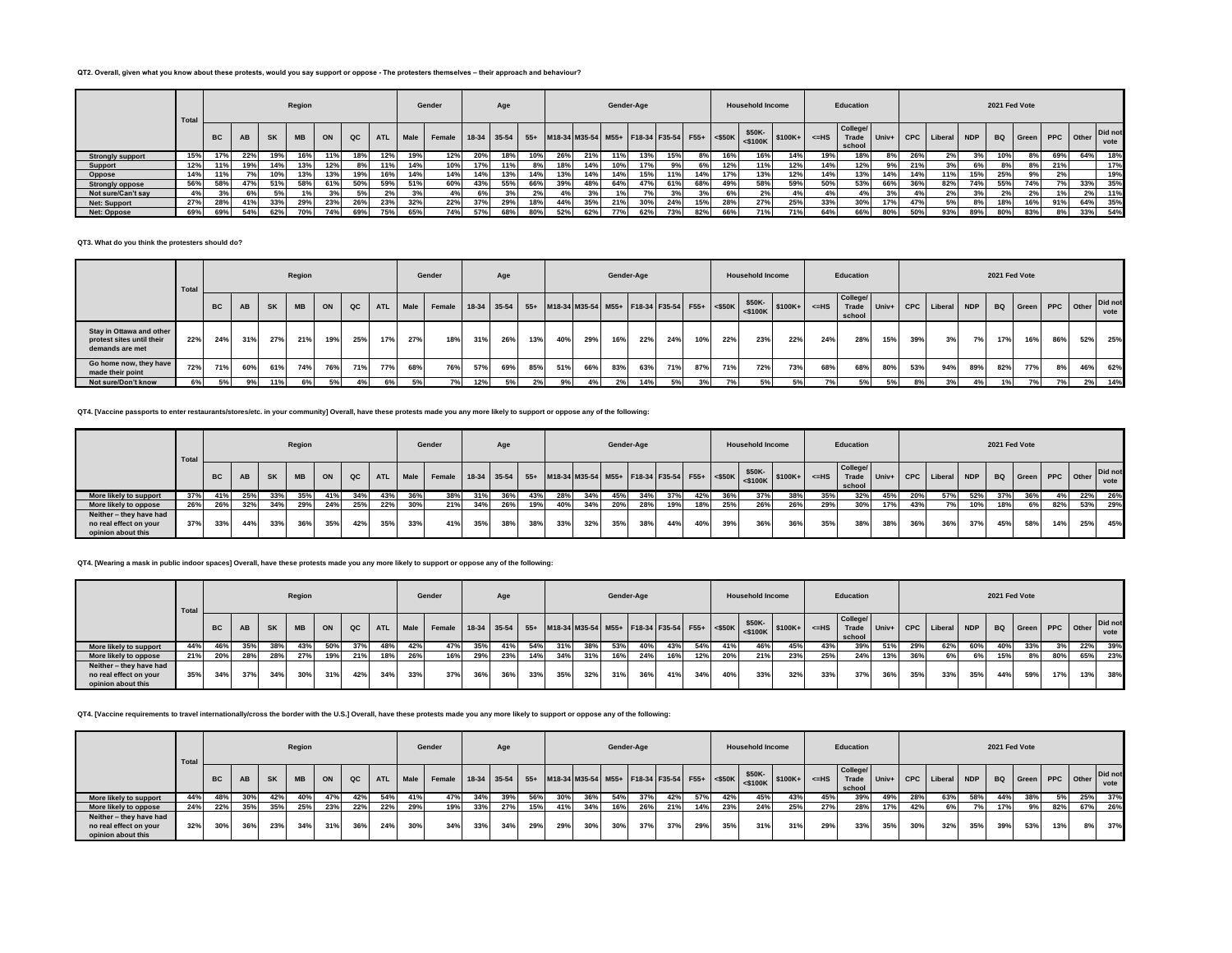**QT2. Overall, given what you know about these protests, would you say support or oppose - The protesters themselves – their approach and behaviour?**

| | Total | Region | | | | | | | Gender | | Age | | | Gender-Age | | | | | | Household Income | | | Education | | | 2021 Fed Vote | | | | | | | |
|---|---|---|---|---|---|---|---|---|---|---|---|---|---|---|---|---|---|---|---|---|---|---|---|---|---|---|---|---|---|---|---|---|---|
| | | BC | AB | SK | MB | ON | QC | ATL | Male | Female | 18-34 | 35-54 | 55+ | M18-34 | M35-54 | M55+ | F18-34 | F35-54 | F55+ | <$50K | $50K-<$100K | $100K+ | <=HS | College/ Trade school | Univ+ | CPC | Liberal | NDP | BQ | Green | PPC | Other | Did not vote |
| Strongly support | 15% | 17% | 22% | 19% | 16% | 11% | 18% | 12% | 19% | 12% | 20% | 18% | 10% | 26% | 21% | 11% | 13% | 15% | 8% | 16% | 16% | 14% | 19% | 18% | 8% | 26% | 2% | 3% | 10% | 8% | 69% | 64% | 18% |
| Support | 12% | 11% | 19% | 14% | 13% | 12% | 8% | 11% | 14% | 10% | 17% | 11% | 8% | 18% | 14% | 10% | 17% | 9% | 6% | 12% | 11% | 12% | 14% | 12% | 9% | 21% | 3% | 6% | 8% | 8% | 21% | | 17% |
| Oppose | 14% | 11% | 7% | 10% | 13% | 13% | 19% | 16% | 14% | 14% | 14% | 13% | 14% | 13% | 14% | 14% | 15% | 11% | 14% | 17% | 13% | 12% | 14% | 13% | 14% | 14% | 11% | 15% | 25% | 9% | 2% | | 19% |
| Strongly oppose | 56% | 58% | 47% | 51% | 58% | 61% | 50% | 59% | 51% | 60% | 43% | 55% | 66% | 39% | 48% | 64% | 47% | 61% | 68% | 49% | 58% | 59% | 50% | 53% | 66% | 36% | 82% | 74% | 55% | 74% | 7% | 33% | 35% |
| Not sure/Can't say | 4% | 3% | 6% | 5% | 1% | 3% | 5% | 2% | 3% | 4% | 6% | 3% | 2% | 4% | 3% | 1% | 7% | 3% | 3% | 6% | 2% | 4% | 4% | 4% | 3% | 4% | 2% | 3% | 2% | 2% | 1% | 2% | 11% |
| Net: Support | 27% | 28% | 41% | 33% | 29% | 23% | 26% | 23% | 32% | 22% | 37% | 29% | 18% | 44% | 35% | 21% | 30% | 24% | 15% | 28% | 27% | 25% | 33% | 30% | 17% | 47% | 5% | 8% | 18% | 16% | 91% | 64% | 35% |
| Net: Oppose | 69% | 69% | 54% | 62% | 70% | 74% | 69% | 75% | 65% | 74% | 57% | 68% | 80% | 52% | 62% | 77% | 62% | 73% | 82% | 66% | 71% | 71% | 64% | 66% | 80% | 50% | 93% | 89% | 80% | 83% | 8% | 33% | 54% |

**QT3. What do you think the protesters should do?**

| | Total | Region | | | | | | | Gender | | Age | | | Gender-Age | | | | | | Household Income | | | Education | | | 2021 Fed Vote | | | | | | | |
|---|---|---|---|---|---|---|---|---|---|---|---|---|---|---|---|---|---|---|---|---|---|---|---|---|---|---|---|---|---|---|---|---|---|
| | | BC | AB | SK | MB | ON | QC | ATL | Male | Female | 18-34 | 35-54 | 55+ | M18-34 | M35-54 | M55+ | F18-34 | F35-54 | F55+ | <$50K | $50K-<$100K | $100K+ | <=HS | College/ Trade school | Univ+ | CPC | Liberal | NDP | BQ | Green | PPC | Other | Did not vote |
| Stay in Ottawa and other protest sites until their demands are met | 22% | 24% | 31% | 27% | 21% | 19% | 25% | 17% | 27% | 18% | 31% | 26% | 13% | 40% | 29% | 16% | 22% | 24% | 10% | 22% | 23% | 22% | 24% | 28% | 15% | 39% | 3% | 7% | 17% | 16% | 86% | 52% | 25% |
| Go home now, they have made their point | 72% | 71% | 60% | 61% | 74% | 76% | 71% | 77% | 68% | 76% | 57% | 69% | 85% | 51% | 66% | 83% | 63% | 71% | 87% | 71% | 72% | 73% | 68% | 68% | 80% | 53% | 94% | 89% | 82% | 77% | 8% | 46% | 62% |
| Not sure/Don't know | 6% | 5% | 9% | 11% | 6% | 5% | 4% | 6% | 5% | 7% | 12% | 5% | 2% | 9% | 4% | 2% | 14% | 5% | 3% | 7% | 5% | 5% | 7% | 5% | 5% | 8% | 3% | 4% | 1% | 7% | 7% | 2% | 14% |

**QT4. [Vaccine passports to enter restaurants/stores/etc. in your community] Overall, have these protests made you any more likely to support or oppose any of the following:**

| | Total | Region | | | | | | | Gender | | Age | | | Gender-Age | | | | | | Household Income | | | Education | | | 2021 Fed Vote | | | | | | | |
|---|---|---|---|---|---|---|---|---|---|---|---|---|---|---|---|---|---|---|---|---|---|---|---|---|---|---|---|---|---|---|---|---|---|
| | | BC | AB | SK | MB | ON | QC | ATL | Male | Female | 18-34 | 35-54 | 55+ | M18-34 | M35-54 | M55+ | F18-34 | F35-54 | F55+ | <$50K | $50K-<$100K | $100K+ | <=HS | College/ Trade school | Univ+ | CPC | Liberal | NDP | BQ | Green | PPC | Other | Did not vote |
| More likely to support | 37% | 41% | 25% | 33% | 35% | 41% | 34% | 43% | 36% | 38% | 31% | 36% | 43% | 28% | 34% | 45% | 34% | 37% | 42% | 36% | 37% | 38% | 35% | 32% | 45% | 20% | 57% | 52% | 37% | 36% | 4% | 22% | 26% |
| More likely to oppose | 26% | 26% | 32% | 34% | 29% | 24% | 25% | 22% | 30% | 21% | 34% | 26% | 19% | 40% | 34% | 20% | 28% | 19% | 18% | 25% | 26% | 26% | 29% | 30% | 17% | 43% | 7% | 10% | 18% | 6% | 82% | 53% | 29% |
| Neither – they have had no real effect on your opinion about this | 37% | 33% | 44% | 33% | 36% | 35% | 42% | 35% | 33% | 41% | 35% | 38% | 38% | 33% | 32% | 35% | 38% | 44% | 40% | 39% | 36% | 36% | 35% | 38% | 38% | 36% | 36% | 37% | 45% | 58% | 14% | 25% | 45% |

**QT4. [Wearing a mask in public indoor spaces] Overall, have these protests made you any more likely to support or oppose any of the following:**

| | Total | Region | | | | | | | Gender | | Age | | | Gender-Age | | | | | | Household Income | | | Education | | | 2021 Fed Vote | | | | | | | |
|---|---|---|---|---|---|---|---|---|---|---|---|---|---|---|---|---|---|---|---|---|---|---|---|---|---|---|---|---|---|---|---|---|---|
| | | BC | AB | SK | MB | ON | QC | ATL | Male | Female | 18-34 | 35-54 | 55+ | M18-34 | M35-54 | M55+ | F18-34 | F35-54 | F55+ | <$50K | $50K-<$100K | $100K+ | <=HS | College/ Trade school | Univ+ | CPC | Liberal | NDP | BQ | Green | PPC | Other | Did not vote |
| More likely to support | 44% | 46% | 35% | 38% | 43% | 50% | 37% | 48% | 42% | 47% | 35% | 41% | 54% | 31% | 38% | 53% | 40% | 43% | 54% | 41% | 46% | 45% | 43% | 39% | 51% | 29% | 62% | 60% | 40% | 33% | 3% | 22% | 39% |
| More likely to oppose | 21% | 20% | 28% | 28% | 27% | 19% | 21% | 18% | 26% | 16% | 29% | 23% | 14% | 34% | 31% | 16% | 24% | 16% | 12% | 20% | 21% | 23% | 25% | 24% | 13% | 36% | 6% | 6% | 15% | 8% | 80% | 65% | 23% |
| Neither – they have had no real effect on your opinion about this | 35% | 34% | 37% | 34% | 30% | 31% | 42% | 34% | 33% | 37% | 36% | 36% | 33% | 35% | 32% | 31% | 36% | 41% | 34% | 40% | 33% | 32% | 33% | 37% | 36% | 35% | 33% | 35% | 44% | 59% | 17% | 13% | 38% |

**QT4. [Vaccine requirements to travel internationally/cross the border with the U.S.] Overall, have these protests made you any more likely to support or oppose any of the following:**

| | Total | Region | | | | | | | Gender | | Age | | | Gender-Age | | | | | | Household Income | | | Education | | | 2021 Fed Vote | | | | | | | |
|---|---|---|---|---|---|---|---|---|---|---|---|---|---|---|---|---|---|---|---|---|---|---|---|---|---|---|---|---|---|---|---|---|---|
| | | BC | AB | SK | MB | ON | QC | ATL | Male | Female | 18-34 | 35-54 | 55+ | M18-34 | M35-54 | M55+ | F18-34 | F35-54 | F55+ | <$50K | $50K-<$100K | $100K+ | <=HS | College/ Trade school | Univ+ | CPC | Liberal | NDP | BQ | Green | PPC | Other | Did not vote |
| More likely to support | 44% | 48% | 30% | 42% | 40% | 47% | 42% | 54% | 41% | 47% | 34% | 39% | 56% | 30% | 36% | 54% | 37% | 42% | 57% | 42% | 45% | 43% | 45% | 39% | 49% | 28% | 63% | 58% | 44% | 38% | 5% | 25% | 37% |
| More likely to oppose | 24% | 22% | 35% | 35% | 25% | 23% | 22% | 22% | 29% | 19% | 33% | 27% | 15% | 41% | 34% | 16% | 26% | 21% | 14% | 23% | 24% | 25% | 27% | 28% | 17% | 42% | 6% | 7% | 17% | 9% | 82% | 67% | 26% |
| Neither – they have had no real effect on your opinion about this | 32% | 30% | 36% | 23% | 34% | 31% | 36% | 24% | 30% | 34% | 33% | 34% | 29% | 29% | 30% | 30% | 37% | 37% | 29% | 35% | 31% | 31% | 29% | 33% | 35% | 30% | 32% | 35% | 39% | 53% | 13% | 8% | 37% |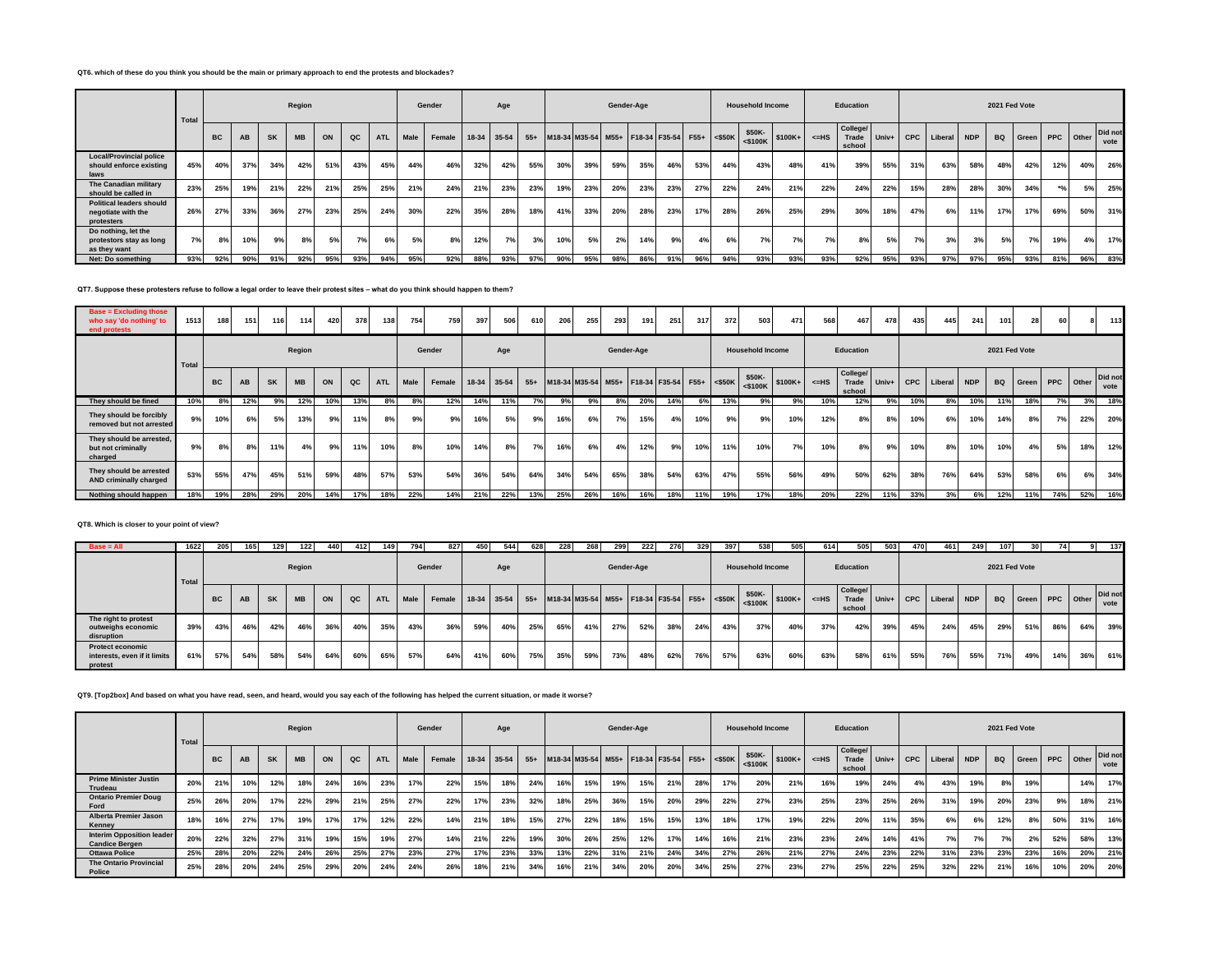**QT6. which of these do you think you should be the main or primary approach to end the protests and blockades?**

| | Total | Region | | | | | | | Gender | | Age | | | Gender-Age | | | | | | Household Income | | | Education | | | 2021 Fed Vote | | | | | | | |
|---|---|---|---|---|---|---|---|---|---|---|---|---|---|---|---|---|---|---|---|---|---|---|---|---|---|---|---|---|---|---|---|---|---|
| | | BC | AB | SK | MB | ON | QC | ATL | Male | Female | 18-34 | 35-54 | 55+ | M18-34 | M35-54 | M55+ | F18-34 | F35-54 | F55+ | <$50K | $50K-<$100K | $100K+ | <=HS | College/ Trade school | Univ+ | CPC | Liberal | NDP | BQ | Green | PPC | Other | Did not vote |
| Local/Provincial police should enforce existing laws | 45% | 40% | 37% | 34% | 42% | 51% | 43% | 45% | 44% | 46% | 32% | 42% | 55% | 30% | 39% | 59% | 35% | 46% | 53% | 44% | 43% | 48% | 41% | 39% | 55% | 31% | 63% | 58% | 48% | 42% | 12% | 40% | 26% |
| The Canadian military should be called in | 23% | 25% | 19% | 21% | 22% | 21% | 25% | 25% | 21% | 24% | 21% | 23% | 23% | 19% | 23% | 20% | 23% | 23% | 27% | 22% | 24% | 21% | 22% | 24% | 22% | 15% | 28% | 28% | 30% | 34% | *% | 5% | 25% |
| Political leaders should negotiate with the protesters | 26% | 27% | 33% | 36% | 27% | 23% | 25% | 24% | 30% | 22% | 35% | 28% | 18% | 41% | 33% | 20% | 28% | 23% | 17% | 28% | 26% | 25% | 29% | 30% | 18% | 47% | 6% | 11% | 17% | 17% | 69% | 50% | 31% |
| Do nothing, let the protestors stay as long as they want | 7% | 8% | 10% | 9% | 8% | 5% | 7% | 6% | 5% | 8% | 12% | 7% | 3% | 10% | 5% | 2% | 14% | 9% | 4% | 6% | 7% | 7% | 7% | 8% | 5% | 7% | 3% | 3% | 5% | 7% | 19% | 4% | 17% |
| Net: Do something | 93% | 92% | 90% | 91% | 92% | 95% | 93% | 94% | 95% | 92% | 88% | 93% | 97% | 90% | 95% | 98% | 86% | 91% | 96% | 94% | 93% | 93% | 93% | 92% | 95% | 93% | 97% | 97% | 95% | 93% | 81% | 96% | 83% |

**QT7. Suppose these protesters refuse to follow a legal order to leave their protest sites – what do you think should happen to them?**

| Base = Excluding those who say 'do nothing' to end protests | 1513 | 188 | 151 | 116 | 114 | 420 | 378 | 138 | 754 | 759 | 397 | 506 | 610 | 206 | 255 | 293 | 191 | 251 | 317 | 372 | 503 | 471 | 568 | 467 | 478 | 435 | 445 | 241 | 101 | 28 | 60 | 8 | 113 |
|---|---|---|---|---|---|---|---|---|---|---|---|---|---|---|---|---|---|---|---|---|---|---|---|---|---|---|---|---|---|---|---|---|---|
| | Total | Region | | | | | | | Gender | | Age | | | Gender-Age | | | | | | Household Income | | | Education | | | 2021 Fed Vote | | | | | | | |
| | | BC | AB | SK | MB | ON | QC | ATL | Male | Female | 18-34 | 35-54 | 55+ | M18-34 | M35-54 | M55+ | F18-34 | F35-54 | F55+ | <$50K | $50K-<$100K | $100K+ | <=HS | College/ Trade school | Univ+ | CPC | Liberal | NDP | BQ | Green | PPC | Other | Did not vote |
| They should be fined | 10% | 8% | 12% | 9% | 12% | 10% | 13% | 8% | 8% | 12% | 14% | 11% | 7% | 9% | 9% | 8% | 20% | 14% | 6% | 13% | 9% | 9% | 10% | 12% | 9% | 10% | 8% | 10% | 11% | 18% | 7% | 3% | 18% |
| They should be forcibly removed but not arrested | 9% | 10% | 6% | 5% | 13% | 9% | 11% | 8% | 9% | 9% | 16% | 5% | 9% | 16% | 6% | 7% | 15% | 4% | 10% | 9% | 9% | 10% | 12% | 8% | 8% | 10% | 6% | 10% | 14% | 8% | 7% | 22% | 20% |
| They should be arrested, but not criminally charged | 9% | 8% | 8% | 11% | 4% | 9% | 11% | 10% | 8% | 10% | 14% | 8% | 7% | 16% | 6% | 4% | 12% | 9% | 10% | 11% | 10% | 7% | 10% | 8% | 9% | 10% | 8% | 10% | 10% | 4% | 5% | 18% | 12% |
| They should be arrested AND criminally charged | 53% | 55% | 47% | 45% | 51% | 59% | 48% | 57% | 53% | 54% | 36% | 54% | 64% | 34% | 54% | 65% | 38% | 54% | 63% | 47% | 55% | 56% | 49% | 50% | 62% | 38% | 76% | 64% | 53% | 58% | 6% | 6% | 34% |
| Nothing should happen | 18% | 19% | 28% | 29% | 20% | 14% | 17% | 18% | 22% | 14% | 21% | 22% | 13% | 25% | 26% | 16% | 16% | 18% | 11% | 19% | 17% | 18% | 20% | 22% | 11% | 33% | 3% | 6% | 12% | 11% | 74% | 52% | 16% |

**QT8. Which is closer to your point of view?**

| Base = All | 1622 | 205 | 165 | 129 | 122 | 440 | 412 | 149 | 794 | 827 | 450 | 544 | 628 | 228 | 268 | 299 | 222 | 276 | 329 | 397 | 538 | 505 | 614 | 505 | 503 | 470 | 461 | 249 | 107 | 30 | 74 | 9 | 137 |
|---|---|---|---|---|---|---|---|---|---|---|---|---|---|---|---|---|---|---|---|---|---|---|---|---|---|---|---|---|---|---|---|---|---|
| | Total | Region | | | | | | | Gender | | Age | | | Gender-Age | | | | | | Household Income | | | Education | | | 2021 Fed Vote | | | | | | | |
| | | BC | AB | SK | MB | ON | QC | ATL | Male | Female | 18-34 | 35-54 | 55+ | M18-34 | M35-54 | M55+ | F18-34 | F35-54 | F55+ | <$50K | $50K-<$100K | $100K+ | <=HS | College/ Trade school | Univ+ | CPC | Liberal | NDP | BQ | Green | PPC | Other | Did not vote |
| The right to protest outweighs economic disruption | 39% | 43% | 46% | 42% | 46% | 36% | 40% | 35% | 43% | 36% | 59% | 40% | 25% | 65% | 41% | 27% | 52% | 38% | 24% | 43% | 37% | 40% | 37% | 42% | 39% | 45% | 24% | 45% | 29% | 51% | 86% | 64% | 39% |
| Protect economic interests, even if it limits protest | 61% | 57% | 54% | 58% | 54% | 64% | 60% | 65% | 57% | 64% | 41% | 60% | 75% | 35% | 59% | 73% | 48% | 62% | 76% | 57% | 63% | 60% | 63% | 58% | 61% | 55% | 76% | 55% | 71% | 49% | 14% | 36% | 61% |

**QT9. [Top2box] And based on what you have read, seen, and heard, would you say each of the following has helped the current situation, or made it worse?**

| | Total | Region | | | | | | | Gender | | Age | | | Gender-Age | | | | | | Household Income | | | Education | | | 2021 Fed Vote | | | | | | | |
|---|---|---|---|---|---|---|---|---|---|---|---|---|---|---|---|---|---|---|---|---|---|---|---|---|---|---|---|---|---|---|---|---|---|
| | | BC | AB | SK | MB | ON | QC | ATL | Male | Female | 18-34 | 35-54 | 55+ | M18-34 | M35-54 | M55+ | F18-34 | F35-54 | F55+ | <$50K | $50K-<$100K | $100K+ | <=HS | College/ Trade school | Univ+ | CPC | Liberal | NDP | BQ | Green | PPC | Other | Did not vote |
| Prime Minister Justin Trudeau | 20% | 21% | 10% | 12% | 18% | 24% | 16% | 23% | 17% | 22% | 15% | 18% | 24% | 16% | 15% | 19% | 15% | 21% | 28% | 17% | 20% | 21% | 16% | 19% | 24% | 4% | 43% | 19% | 8% | 19% | | 14% | 17% |
| Ontario Premier Doug Ford | 25% | 26% | 20% | 17% | 22% | 29% | 21% | 25% | 27% | 22% | 17% | 23% | 32% | 18% | 25% | 36% | 15% | 20% | 29% | 22% | 27% | 23% | 25% | 23% | 25% | 26% | 31% | 19% | 20% | 23% | 9% | 18% | 21% |
| Alberta Premier Jason Kenney | 18% | 16% | 27% | 17% | 19% | 17% | 17% | 12% | 22% | 14% | 21% | 18% | 15% | 27% | 22% | 18% | 15% | 15% | 13% | 18% | 17% | 19% | 22% | 20% | 11% | 35% | 6% | 6% | 12% | 8% | 50% | 31% | 16% |
| Interim Opposition leader Candice Bergen | 20% | 22% | 32% | 27% | 31% | 19% | 15% | 19% | 27% | 14% | 21% | 22% | 19% | 30% | 26% | 25% | 12% | 17% | 14% | 16% | 21% | 23% | 23% | 24% | 14% | 41% | 7% | 7% | 7% | 2% | 52% | 58% | 13% |
| Ottawa Police | 25% | 28% | 20% | 22% | 24% | 26% | 25% | 27% | 23% | 27% | 17% | 23% | 33% | 13% | 22% | 31% | 21% | 24% | 34% | 27% | 26% | 21% | 27% | 24% | 23% | 22% | 31% | 23% | 23% | 23% | 16% | 20% | 21% |
| The Ontario Provincial Police | 25% | 28% | 20% | 24% | 25% | 29% | 20% | 24% | 24% | 26% | 18% | 21% | 34% | 16% | 21% | 34% | 20% | 20% | 34% | 25% | 27% | 23% | 27% | 25% | 22% | 25% | 32% | 22% | 21% | 16% | 10% | 20% | 20% |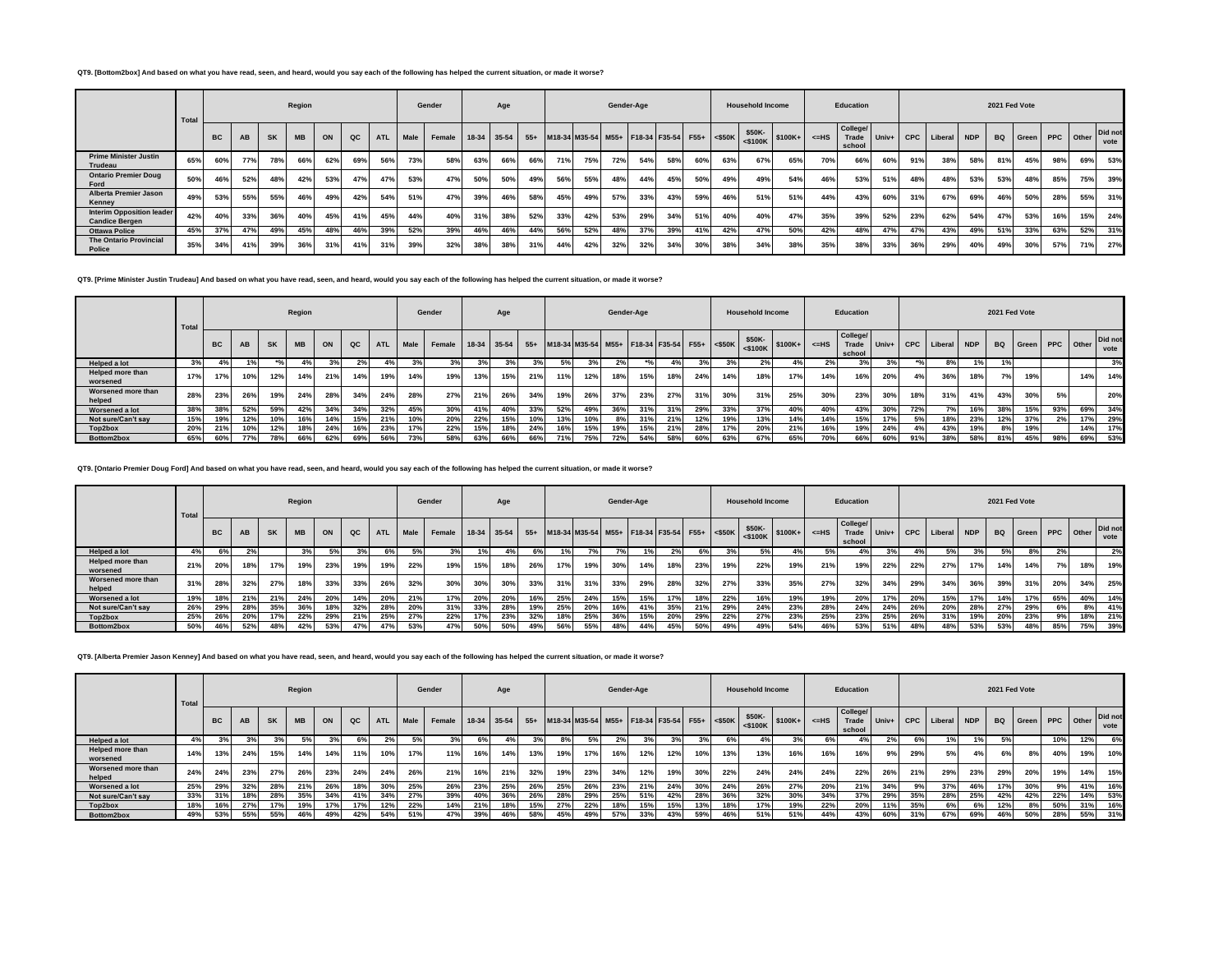**QT9. [Bottom2box] And based on what you have read, seen, and heard, would you say each of the following has helped the current situation, or made it worse?**

| | Total | Region | | | | | | | Gender | | Age | | | Gender-Age | | | | | | Household Income | | | Education | | | 2021 Fed Vote | | | | | | | |
|---|---|---|---|---|---|---|---|---|---|---|---|---|---|---|---|---|---|---|---|---|---|---|---|---|---|---|---|---|---|---|---|---|---|
| | | BC | AB | SK | MB | ON | QC | ATL | Male | Female | 18-34 | 35-54 | 55+ | M18-34 | M35-54 | M55+ | F18-34 | F35-54 | F55+ | <$50K | $50K-<$100K | $100K+ | <=HS | College/ Trade school | Univ+ | CPC | Liberal | NDP | BQ | Green | PPC | Other | Did not vote |
| Prime Minister Justin Trudeau | 65% | 60% | 77% | 78% | 66% | 62% | 69% | 56% | 73% | 58% | 63% | 66% | 66% | 71% | 75% | 72% | 54% | 58% | 60% | 63% | 67% | 65% | 70% | 66% | 60% | 91% | 38% | 58% | 81% | 45% | 98% | 69% | 53% |
| Ontario Premier Doug Ford | 50% | 46% | 52% | 48% | 42% | 53% | 47% | 47% | 53% | 47% | 50% | 50% | 49% | 56% | 55% | 48% | 44% | 45% | 50% | 49% | 49% | 54% | 46% | 53% | 51% | 48% | 48% | 53% | 53% | 48% | 85% | 75% | 39% |
| Alberta Premier Jason Kenney | 49% | 53% | 55% | 55% | 46% | 49% | 42% | 54% | 51% | 47% | 39% | 46% | 58% | 45% | 49% | 57% | 33% | 43% | 59% | 46% | 51% | 51% | 44% | 43% | 60% | 31% | 67% | 69% | 46% | 50% | 28% | 55% | 31% |
| Interim Opposition leader Candice Bergen | 42% | 40% | 33% | 36% | 40% | 45% | 41% | 45% | 44% | 40% | 31% | 38% | 52% | 33% | 42% | 53% | 29% | 34% | 51% | 40% | 40% | 47% | 35% | 39% | 52% | 23% | 62% | 54% | 47% | 53% | 16% | 15% | 24% |
| Ottawa Police | 45% | 37% | 47% | 49% | 45% | 48% | 46% | 39% | 52% | 39% | 46% | 46% | 44% | 56% | 52% | 48% | 37% | 39% | 41% | 42% | 47% | 50% | 42% | 48% | 47% | 47% | 43% | 49% | 51% | 33% | 63% | 52% | 31% |
| The Ontario Provincial Police | 35% | 34% | 41% | 39% | 36% | 31% | 41% | 31% | 39% | 32% | 38% | 38% | 31% | 44% | 42% | 32% | 32% | 34% | 30% | 38% | 34% | 38% | 35% | 38% | 33% | 36% | 29% | 40% | 49% | 30% | 57% | 71% | 27% |

**QT9. [Prime Minister Justin Trudeau] And based on what you have read, seen, and heard, would you say each of the following has helped the current situation, or made it worse?**

| | Total | Region | | | | | | | Gender | | Age | | | Gender-Age | | | | | | Household Income | | | Education | | | 2021 Fed Vote | | | | | | | |
|---|---|---|---|---|---|---|---|---|---|---|---|---|---|---|---|---|---|---|---|---|---|---|---|---|---|---|---|---|---|---|---|---|---|
| | | BC | AB | SK | MB | ON | QC | ATL | Male | Female | 18-34 | 35-54 | 55+ | M18-34 | M35-54 | M55+ | F18-34 | F35-54 | F55+ | <$50K | $50K-<$100K | $100K+ | <=HS | College/ Trade school | Univ+ | CPC | Liberal | NDP | BQ | Green | PPC | Other | Did not vote |
| Helped a lot | 3% | 4% | 1% | *% | 4% | 3% | 2% | 4% | 3% | 3% | 3% | 3% | 3% | 5% | 3% | 2% | *% | 4% | 3% | 3% | 2% | 4% | 2% | 3% | 3% | *% | 8% | 1% | 1% | | | | 3% |
| Helped more than worsened | 17% | 17% | 10% | 12% | 14% | 21% | 14% | 19% | 14% | 19% | 13% | 15% | 21% | 11% | 12% | 18% | 15% | 18% | 24% | 14% | 18% | 17% | 14% | 16% | 20% | 4% | 36% | 18% | 7% | 19% | | 14% | 14% |
| Worsened more than helped | 28% | 23% | 26% | 19% | 24% | 28% | 34% | 24% | 28% | 27% | 21% | 26% | 34% | 19% | 26% | 37% | 23% | 27% | 31% | 30% | 31% | 25% | 30% | 23% | 30% | 18% | 31% | 41% | 43% | 30% | 5% | | 20% |
| Worsened a lot | 38% | 38% | 52% | 59% | 42% | 34% | 34% | 32% | 45% | 30% | 41% | 40% | 33% | 52% | 49% | 36% | 31% | 31% | 29% | 33% | 37% | 40% | 40% | 43% | 30% | 72% | 7% | 16% | 38% | 15% | 93% | 69% | 34% |
| Not sure/Can't say | 15% | 19% | 12% | 10% | 16% | 14% | 15% | 21% | 10% | 20% | 22% | 15% | 10% | 13% | 10% | 8% | 31% | 21% | 12% | 19% | 13% | 14% | 14% | 15% | 17% | 5% | 18% | 23% | 12% | 37% | 2% | 17% | 29% |
| Top2box | 20% | 21% | 10% | 12% | 18% | 24% | 16% | 23% | 17% | 22% | 15% | 18% | 24% | 16% | 15% | 19% | 15% | 21% | 28% | 17% | 20% | 21% | 16% | 19% | 24% | 4% | 43% | 19% | 8% | 19% | | 14% | 17% |
| Bottom2box | 65% | 60% | 77% | 78% | 66% | 62% | 69% | 56% | 73% | 58% | 63% | 66% | 66% | 71% | 75% | 72% | 54% | 58% | 60% | 63% | 67% | 65% | 70% | 66% | 60% | 91% | 38% | 58% | 81% | 45% | 98% | 69% | 53% |

**QT9. [Ontario Premier Doug Ford] And based on what you have read, seen, and heard, would you say each of the following has helped the current situation, or made it worse?**

| | Total | Region | | | | | | | Gender | | Age | | | Gender-Age | | | | | | Household Income | | | Education | | | 2021 Fed Vote | | | | | | | |
|---|---|---|---|---|---|---|---|---|---|---|---|---|---|---|---|---|---|---|---|---|---|---|---|---|---|---|---|---|---|---|---|---|---|
| | | BC | AB | SK | MB | ON | QC | ATL | Male | Female | 18-34 | 35-54 | 55+ | M18-34 | M35-54 | M55+ | F18-34 | F35-54 | F55+ | <$50K | $50K-<$100K | $100K+ | <=HS | College/ Trade school | Univ+ | CPC | Liberal | NDP | BQ | Green | PPC | Other | Did not vote |
| Helped a lot | 4% | 6% | 2% | | 3% | 5% | 3% | 6% | 5% | 3% | 1% | 4% | 6% | 1% | 7% | 7% | 1% | 2% | 6% | 3% | 5% | 4% | 5% | 4% | 3% | 4% | 5% | 3% | 5% | 8% | 2% | | 2% |
| Helped more than worsened | 21% | 20% | 18% | 17% | 19% | 23% | 19% | 19% | 22% | 19% | 15% | 18% | 26% | 17% | 19% | 30% | 14% | 18% | 23% | 19% | 22% | 19% | 21% | 19% | 22% | 22% | 27% | 17% | 14% | 14% | 7% | 18% | 19% |
| Worsened more than helped | 31% | 28% | 32% | 27% | 18% | 33% | 33% | 26% | 32% | 30% | 30% | 30% | 33% | 31% | 31% | 33% | 29% | 28% | 32% | 27% | 33% | 35% | 27% | 32% | 34% | 29% | 34% | 36% | 39% | 31% | 20% | 34% | 25% |
| Worsened a lot | 19% | 18% | 21% | 21% | 24% | 20% | 14% | 20% | 21% | 17% | 20% | 20% | 16% | 25% | 24% | 15% | 15% | 17% | 18% | 22% | 16% | 19% | 19% | 20% | 17% | 20% | 15% | 17% | 14% | 17% | 65% | 40% | 14% |
| Not sure/Can't say | 26% | 29% | 28% | 35% | 36% | 18% | 32% | 28% | 20% | 31% | 33% | 28% | 19% | 25% | 20% | 16% | 41% | 35% | 21% | 29% | 24% | 23% | 28% | 24% | 24% | 26% | 20% | 28% | 27% | 29% | 6% | 8% | 41% |
| Top2box | 25% | 26% | 20% | 17% | 22% | 29% | 21% | 25% | 27% | 22% | 17% | 23% | 32% | 18% | 25% | 36% | 15% | 20% | 29% | 22% | 27% | 23% | 25% | 23% | 25% | 26% | 31% | 19% | 20% | 23% | 9% | 18% | 21% |
| Bottom2box | 50% | 46% | 52% | 48% | 42% | 53% | 47% | 47% | 53% | 47% | 50% | 50% | 49% | 56% | 55% | 48% | 44% | 45% | 50% | 49% | 49% | 54% | 46% | 53% | 51% | 48% | 48% | 53% | 53% | 48% | 85% | 75% | 39% |

**QT9. [Alberta Premier Jason Kenney] And based on what you have read, seen, and heard, would you say each of the following has helped the current situation, or made it worse?**

| | Total | Region | | | | | | | Gender | | Age | | | Gender-Age | | | | | | Household Income | | | Education | | | 2021 Fed Vote | | | | | | | |
|---|---|---|---|---|---|---|---|---|---|---|---|---|---|---|---|---|---|---|---|---|---|---|---|---|---|---|---|---|---|---|---|---|---|
| | | BC | AB | SK | MB | ON | QC | ATL | Male | Female | 18-34 | 35-54 | 55+ | M18-34 | M35-54 | M55+ | F18-34 | F35-54 | F55+ | <$50K | $50K-<$100K | $100K+ | <=HS | College/ Trade school | Univ+ | CPC | Liberal | NDP | BQ | Green | PPC | Other | Did not vote |
| Helped a lot | 4% | 3% | 3% | 3% | 5% | 3% | 6% | 2% | 5% | 3% | 6% | 4% | 3% | 8% | 5% | 2% | 3% | 3% | 3% | 6% | 4% | 3% | 6% | 4% | 2% | 6% | 1% | 1% | 5% | | 10% | 12% | 6% |
| Helped more than worsened | 14% | 13% | 24% | 15% | 14% | 14% | 11% | 10% | 17% | 11% | 16% | 14% | 13% | 19% | 17% | 16% | 12% | 12% | 10% | 13% | 13% | 16% | 16% | 16% | 9% | 29% | 5% | 4% | 6% | 8% | 40% | 19% | 10% |
| Worsened more than helped | 24% | 24% | 23% | 27% | 26% | 23% | 24% | 24% | 26% | 21% | 16% | 21% | 32% | 19% | 23% | 34% | 12% | 19% | 30% | 22% | 24% | 24% | 24% | 22% | 26% | 21% | 29% | 23% | 29% | 20% | 19% | 14% | 15% |
| Worsened a lot | 25% | 29% | 32% | 28% | 21% | 26% | 18% | 30% | 25% | 26% | 23% | 25% | 26% | 25% | 26% | 23% | 21% | 24% | 30% | 24% | 26% | 27% | 20% | 21% | 34% | 9% | 37% | 46% | 17% | 30% | 9% | 41% | 16% |
| Not sure/Can't say | 33% | 31% | 18% | 28% | 35% | 34% | 41% | 34% | 27% | 39% | 40% | 36% | 26% | 28% | 29% | 25% | 51% | 42% | 28% | 36% | 32% | 30% | 34% | 37% | 29% | 35% | 28% | 25% | 42% | 42% | 22% | 14% | 53% |
| Top2box | 18% | 16% | 27% | 17% | 19% | 17% | 17% | 12% | 22% | 14% | 21% | 18% | 15% | 27% | 22% | 18% | 15% | 15% | 13% | 18% | 17% | 19% | 22% | 20% | 11% | 35% | 6% | 6% | 12% | 8% | 50% | 31% | 16% |
| Bottom2box | 49% | 53% | 55% | 55% | 46% | 49% | 42% | 54% | 51% | 47% | 39% | 46% | 58% | 45% | 49% | 57% | 33% | 43% | 59% | 46% | 51% | 51% | 44% | 43% | 60% | 31% | 67% | 69% | 46% | 50% | 28% | 55% | 31% |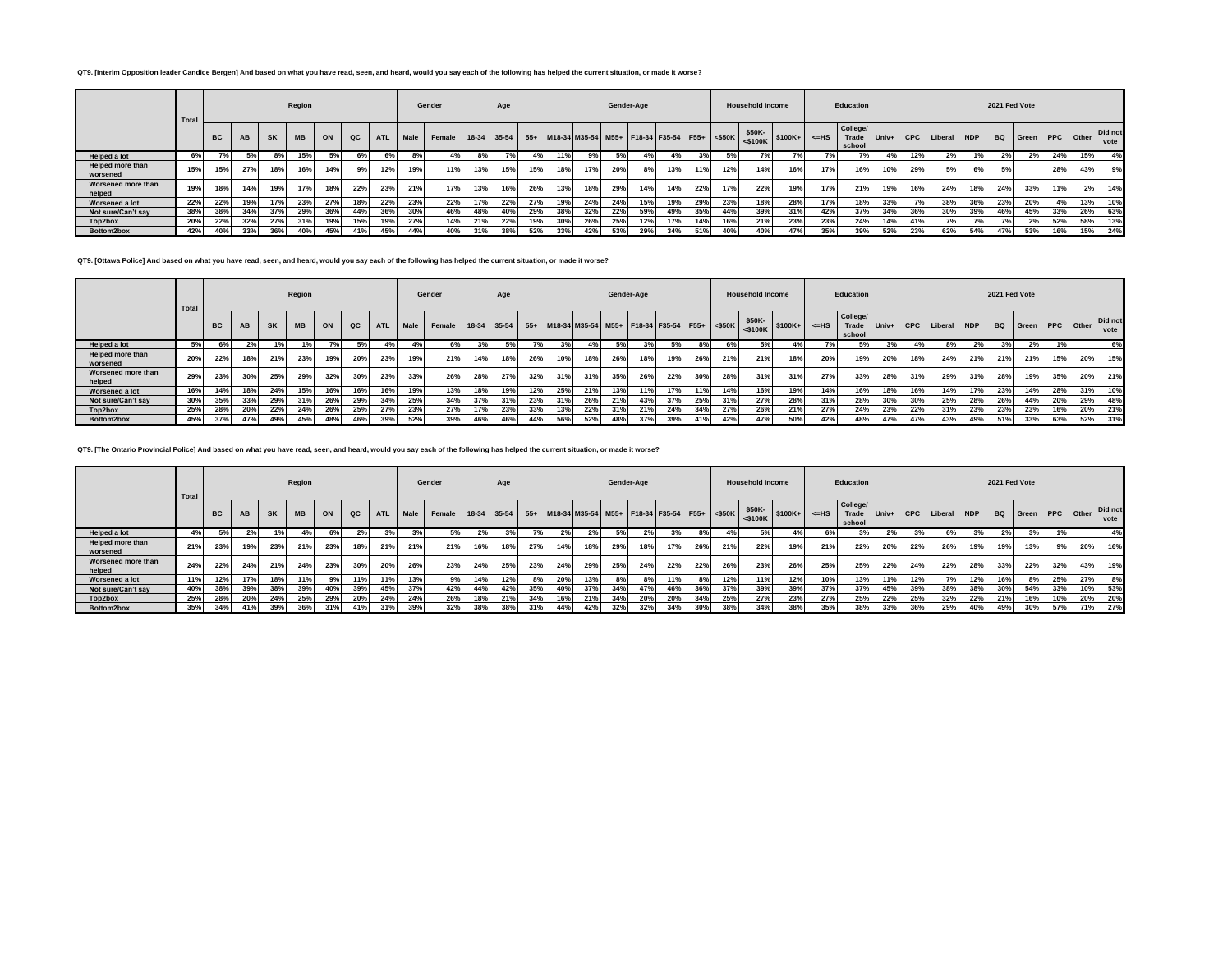**QT9. [Interim Opposition leader Candice Bergen] And based on what you have read, seen, and heard, would you say each of the following has helped the current situation, or made it worse?**

| | Total | Region | | | | | | | Gender | | Age | | | Gender-Age | | | | | | Household Income | | | Education | | | 2021 Fed Vote | | | | | | | |
|---|---|---|---|---|---|---|---|---|---|---|---|---|---|---|---|---|---|---|---|---|---|---|---|---|---|---|---|---|---|---|---|---|---|
| | | BC | AB | SK | MB | ON | QC | ATL | Male | Female | 18-34 | 35-54 | 55+ | M18-34 | M35-54 | M55+ | F18-34 | F35-54 | F55+ | <$50K | $50K-<$100K | $100K+ | <=HS | College/ Trade school | Univ+ | CPC | Liberal | NDP | BQ | Green | PPC | Other | Did not vote |
| Helped a lot | 6% | 7% | 5% | 8% | 15% | 5% | 6% | 6% | 8% | 4% | 8% | 7% | 4% | 11% | 9% | 5% | 4% | 4% | 3% | 5% | 7% | 7% | 7% | 7% | 4% | 12% | 2% | 1% | 2% | 2% | 24% | 15% | 4% |
| Helped more than worsened | 15% | 15% | 27% | 18% | 16% | 14% | 9% | 12% | 19% | 11% | 13% | 15% | 15% | 18% | 17% | 20% | 8% | 13% | 11% | 12% | 14% | 16% | 17% | 16% | 10% | 29% | 5% | 6% | 5% | | 28% | 43% | 9% |
| Worsened more than helped | 19% | 18% | 14% | 19% | 17% | 18% | 22% | 23% | 21% | 17% | 13% | 16% | 26% | 13% | 18% | 29% | 14% | 14% | 22% | 17% | 21% | 19% | 17% | 21% | 19% | 16% | 24% | 18% | 24% | 33% | 11% | 2% | 14% |
| Worsened a lot | 22% | 22% | 19% | 17% | 23% | 27% | 18% | 22% | 23% | 22% | 17% | 22% | 27% | 19% | 24% | 24% | 15% | 19% | 29% | 23% | 18% | 28% | 17% | 18% | 33% | 7% | 38% | 36% | 23% | 20% | 4% | 13% | 10% |
| Not sure/Can't say | 38% | 38% | 34% | 37% | 29% | 36% | 44% | 36% | 30% | 46% | 48% | 40% | 29% | 38% | 32% | 22% | 59% | 49% | 35% | 44% | 39% | 31% | 42% | 37% | 34% | 36% | 30% | 39% | 46% | 45% | 33% | 26% | 63% |
| Top2box | 20% | 22% | 32% | 27% | 31% | 19% | 15% | 19% | 27% | 14% | 21% | 22% | 19% | 30% | 26% | 25% | 12% | 17% | 14% | 16% | 21% | 23% | 23% | 24% | 14% | 41% | 7% | 7% | 7% | 2% | 52% | 58% | 13% |
| Bottom2box | 42% | 40% | 33% | 36% | 40% | 45% | 41% | 45% | 44% | 40% | 31% | 38% | 52% | 33% | 42% | 53% | 29% | 34% | 51% | 40% | 40% | 47% | 35% | 39% | 52% | 23% | 62% | 54% | 47% | 53% | 16% | 15% | 24% |

**QT9. [Ottawa Police] And based on what you have read, seen, and heard, would you say each of the following has helped the current situation, or made it worse?**

| | Total | Region | | | | | | | Gender | | Age | | | Gender-Age | | | | | | Household Income | | | Education | | | 2021 Fed Vote | | | | | | | |
|---|---|---|---|---|---|---|---|---|---|---|---|---|---|---|---|---|---|---|---|---|---|---|---|---|---|---|---|---|---|---|---|---|---|
| | | BC | AB | SK | MB | ON | QC | ATL | Male | Female | 18-34 | 35-54 | 55+ | M18-34 | M35-54 | M55+ | F18-34 | F35-54 | F55+ | <$50K | $50K-<$100K | $100K+ | <=HS | College/ Trade school | Univ+ | CPC | Liberal | NDP | BQ | Green | PPC | Other | Did not vote |
| Helped a lot | 5% | 6% | 2% | 1% | 1% | 7% | 5% | 4% | 4% | 6% | 3% | 5% | 7% | 3% | 4% | 5% | 3% | 5% | 8% | 6% | 5% | 4% | 7% | 5% | 3% | 4% | 8% | 2% | 3% | 2% | 1% | | 6% |
| Helped more than worsened | 20% | 22% | 18% | 21% | 23% | 19% | 20% | 23% | 19% | 21% | 14% | 18% | 26% | 10% | 18% | 26% | 18% | 19% | 26% | 21% | 21% | 18% | 20% | 19% | 20% | 18% | 24% | 21% | 21% | 21% | 15% | 20% | 15% |
| Worsened more than helped | 29% | 23% | 30% | 25% | 29% | 32% | 30% | 23% | 33% | 26% | 28% | 27% | 32% | 31% | 31% | 35% | 26% | 22% | 30% | 28% | 31% | 31% | 27% | 33% | 28% | 31% | 29% | 31% | 28% | 19% | 35% | 20% | 21% |
| Worsened a lot | 16% | 14% | 18% | 24% | 15% | 16% | 16% | 16% | 19% | 13% | 18% | 19% | 12% | 25% | 21% | 13% | 11% | 17% | 11% | 14% | 16% | 19% | 14% | 16% | 18% | 16% | 14% | 17% | 23% | 14% | 28% | 31% | 10% |
| Not sure/Can't say | 30% | 35% | 33% | 29% | 31% | 26% | 29% | 34% | 25% | 34% | 37% | 31% | 23% | 31% | 26% | 21% | 43% | 37% | 25% | 31% | 27% | 28% | 31% | 28% | 30% | 30% | 25% | 28% | 26% | 44% | 20% | 29% | 48% |
| Top2box | 25% | 28% | 20% | 22% | 24% | 26% | 25% | 27% | 23% | 27% | 17% | 23% | 33% | 13% | 22% | 31% | 21% | 24% | 34% | 27% | 26% | 21% | 27% | 24% | 23% | 22% | 31% | 23% | 23% | 23% | 16% | 20% | 21% |
| Bottom2box | 45% | 37% | 47% | 49% | 45% | 48% | 46% | 39% | 52% | 39% | 46% | 46% | 44% | 56% | 52% | 48% | 37% | 39% | 41% | 42% | 47% | 50% | 42% | 48% | 47% | 47% | 43% | 49% | 51% | 33% | 63% | 52% | 31% |

**QT9. [The Ontario Provincial Police] And based on what you have read, seen, and heard, would you say each of the following has helped the current situation, or made it worse?**

| | Total | Region | | | | | | | Gender | | Age | | | Gender-Age | | | | | | Household Income | | | Education | | | 2021 Fed Vote | | | | | | | |
|---|---|---|---|---|---|---|---|---|---|---|---|---|---|---|---|---|---|---|---|---|---|---|---|---|---|---|---|---|---|---|---|---|---|
| | | BC | AB | SK | MB | ON | QC | ATL | Male | Female | 18-34 | 35-54 | 55+ | M18-34 | M35-54 | M55+ | F18-34 | F35-54 | F55+ | <$50K | $50K-<$100K | $100K+ | <=HS | College/ Trade school | Univ+ | CPC | Liberal | NDP | BQ | Green | PPC | Other | Did not vote |
| Helped a lot | 4% | 5% | 2% | 1% | 4% | 6% | 2% | 3% | 3% | 5% | 2% | 3% | 7% | 2% | 2% | 5% | 2% | 3% | 8% | 4% | 5% | 4% | 6% | 3% | 2% | 3% | 6% | 3% | 2% | 3% | 1% | | 4% |
| Helped more than worsened | 21% | 23% | 19% | 23% | 21% | 23% | 18% | 21% | 21% | 21% | 16% | 18% | 27% | 14% | 18% | 29% | 18% | 17% | 26% | 21% | 22% | 19% | 21% | 22% | 20% | 22% | 26% | 19% | 19% | 13% | 9% | 20% | 16% |
| Worsened more than helped | 24% | 22% | 24% | 21% | 24% | 23% | 30% | 20% | 26% | 23% | 24% | 25% | 23% | 24% | 29% | 25% | 24% | 22% | 22% | 26% | 23% | 26% | 25% | 25% | 22% | 24% | 22% | 28% | 33% | 22% | 32% | 43% | 19% |
| Worsened a lot | 11% | 12% | 17% | 18% | 11% | 9% | 11% | 11% | 13% | 9% | 14% | 12% | 8% | 20% | 13% | 8% | 8% | 11% | 8% | 12% | 11% | 12% | 10% | 13% | 11% | 12% | 7% | 12% | 16% | 8% | 25% | 27% | 8% |
| Not sure/Can't say | 40% | 38% | 39% | 38% | 39% | 40% | 39% | 45% | 37% | 42% | 44% | 42% | 35% | 40% | 37% | 34% | 47% | 46% | 36% | 37% | 39% | 39% | 37% | 37% | 45% | 39% | 38% | 38% | 30% | 54% | 33% | 10% | 53% |
| Top2box | 25% | 28% | 20% | 24% | 25% | 29% | 20% | 24% | 24% | 26% | 18% | 21% | 34% | 16% | 21% | 34% | 20% | 20% | 34% | 25% | 27% | 23% | 27% | 25% | 22% | 25% | 32% | 22% | 21% | 16% | 10% | 20% | 20% |
| Bottom2box | 35% | 34% | 41% | 39% | 36% | 31% | 41% | 31% | 39% | 32% | 38% | 38% | 31% | 44% | 42% | 32% | 32% | 34% | 30% | 38% | 34% | 38% | 35% | 38% | 33% | 36% | 29% | 40% | 49% | 30% | 57% | 71% | 27% |